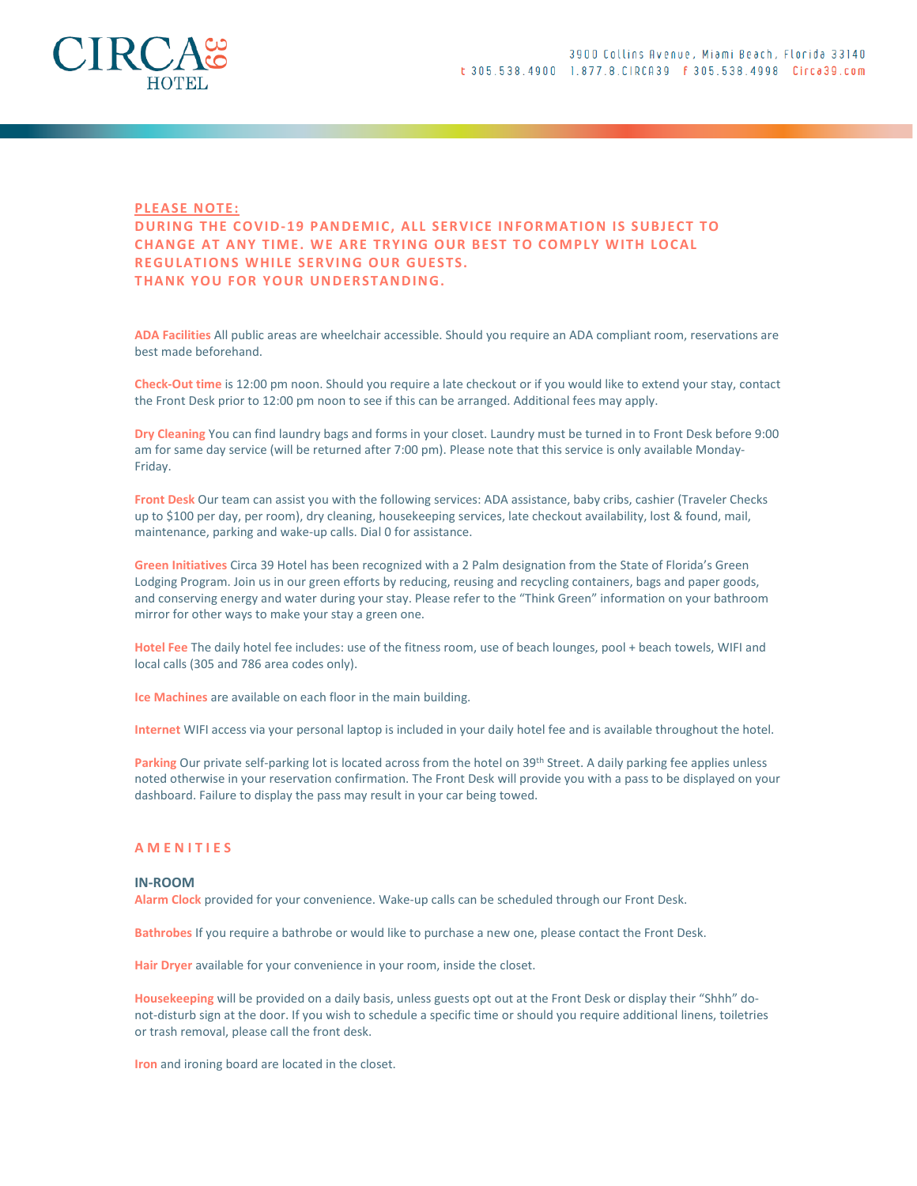# CIRCA 39 HOTEL

3900 Collins Avenue, Miami Beach, Florida 33140
t 305.538.4900 1.877.8.CIRCA39 f 305.538.4998 Circa39.com

**PLEASE NOTE:**
**DURING THE COVID-19 PANDEMIC, ALL SERVICE INFORMATION IS SUBJECT TO CHANGE AT ANY TIME. WE ARE TRYING OUR BEST TO COMPLY WITH LOCAL REGULATIONS WHILE SERVING OUR GUESTS.**
**THANK YOU FOR YOUR UNDERSTANDING.**

**ADA Facilities** All public areas are wheelchair accessible. Should you require an ADA compliant room, reservations are best made beforehand.

**Check-Out time** is 12:00 pm noon. Should you require a late checkout or if you would like to extend your stay, contact the Front Desk prior to 12:00 pm noon to see if this can be arranged. Additional fees may apply.

**Dry Cleaning** You can find laundry bags and forms in your closet. Laundry must be turned in to Front Desk before 9:00 am for same day service (will be returned after 7:00 pm). Please note that this service is only available Monday-Friday.

**Front Desk** Our team can assist you with the following services: ADA assistance, baby cribs, cashier (Traveler Checks up to $100 per day, per room), dry cleaning, housekeeping services, late checkout availability, lost & found, mail, maintenance, parking and wake-up calls. Dial 0 for assistance.

**Green Initiatives** Circa 39 Hotel has been recognized with a 2 Palm designation from the State of Florida's Green Lodging Program. Join us in our green efforts by reducing, reusing and recycling containers, bags and paper goods, and conserving energy and water during your stay. Please refer to the "Think Green" information on your bathroom mirror for other ways to make your stay a green one.

**Hotel Fee** The daily hotel fee includes: use of the fitness room, use of beach lounges, pool + beach towels, WIFI and local calls (305 and 786 area codes only).

**Ice Machines** are available on each floor in the main building.

**Internet** WIFI access via your personal laptop is included in your daily hotel fee and is available throughout the hotel.

**Parking** Our private self-parking lot is located across from the hotel on 39th Street. A daily parking fee applies unless noted otherwise in your reservation confirmation. The Front Desk will provide you with a pass to be displayed on your dashboard. Failure to display the pass may result in your car being towed.

## AMENITIES

### IN-ROOM

**Alarm Clock** provided for your convenience. Wake-up calls can be scheduled through our Front Desk.

**Bathrobes** If you require a bathrobe or would like to purchase a new one, please contact the Front Desk.

**Hair Dryer** available for your convenience in your room, inside the closet.

**Housekeeping** will be provided on a daily basis, unless guests opt out at the Front Desk or display their "Shhh" do-not-disturb sign at the door. If you wish to schedule a specific time or should you require additional linens, toiletries or trash removal, please call the front desk.

**Iron** and ironing board are located in the closet.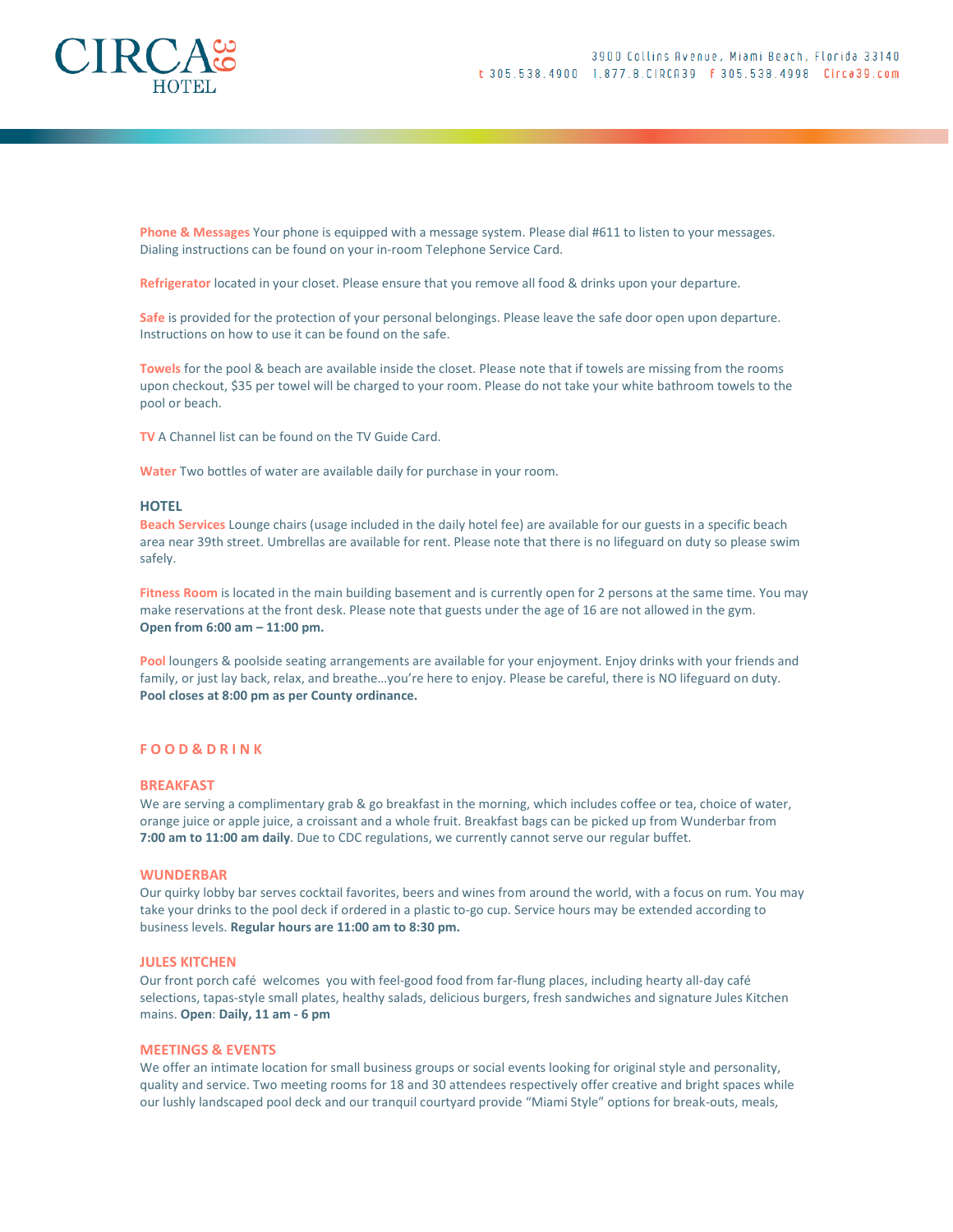**Phone & Messages** Your phone is equipped with a message system. Please dial #611 to listen to your messages. Dialing instructions can be found on your in-room Telephone Service Card.

**Refrigerator** located in your closet. Please ensure that you remove all food & drinks upon your departure.

**Safe** is provided for the protection of your personal belongings. Please leave the safe door open upon departure. Instructions on how to use it can be found on the safe.

**Towels** for the pool & beach are available inside the closet. Please note that if towels are missing from the rooms upon checkout, $35 per towel will be charged to your room. Please do not take your white bathroom towels to the pool or beach.

**TV** A Channel list can be found on the TV Guide Card.

**Water** Two bottles of water are available daily for purchase in your room.

### HOTEL

**Beach Services** Lounge chairs (usage included in the daily hotel fee) are available for our guests in a specific beach area near 39th street. Umbrellas are available for rent. Please note that there is no lifeguard on duty so please swim safely.

**Fitness Room** is located in the main building basement and is currently open for 2 persons at the same time. You may make reservations at the front desk. Please note that guests under the age of 16 are not allowed in the gym.
**Open from 6:00 am – 11:00 pm.**

**Pool** loungers & poolside seating arrangements are available for your enjoyment. Enjoy drinks with your friends and family, or just lay back, relax, and breathe…you're here to enjoy. Please be careful, there is NO lifeguard on duty.
**Pool closes at 8:00 pm as per County ordinance.**

## FOOD & DRINK

### BREAKFAST

We are serving a complimentary grab & go breakfast in the morning, which includes coffee or tea, choice of water, orange juice or apple juice, a croissant and a whole fruit. Breakfast bags can be picked up from Wunderbar from **7:00 am to 11:00 am daily**. Due to CDC regulations, we currently cannot serve our regular buffet.

### WUNDERBAR

Our quirky lobby bar serves cocktail favorites, beers and wines from around the world, with a focus on rum. You may take your drinks to the pool deck if ordered in a plastic to-go cup. Service hours may be extended according to business levels. **Regular hours are 11:00 am to 8:30 pm.**

### JULES KITCHEN

Our front porch café welcomes you with feel-good food from far-flung places, including hearty all-day café selections, tapas-style small plates, healthy salads, delicious burgers, fresh sandwiches and signature Jules Kitchen mains. **Open**: **Daily, 11 am - 6 pm**

### MEETINGS & EVENTS

We offer an intimate location for small business groups or social events looking for original style and personality, quality and service. Two meeting rooms for 18 and 30 attendees respectively offer creative and bright spaces while our lushly landscaped pool deck and our tranquil courtyard provide "Miami Style" options for break-outs, meals,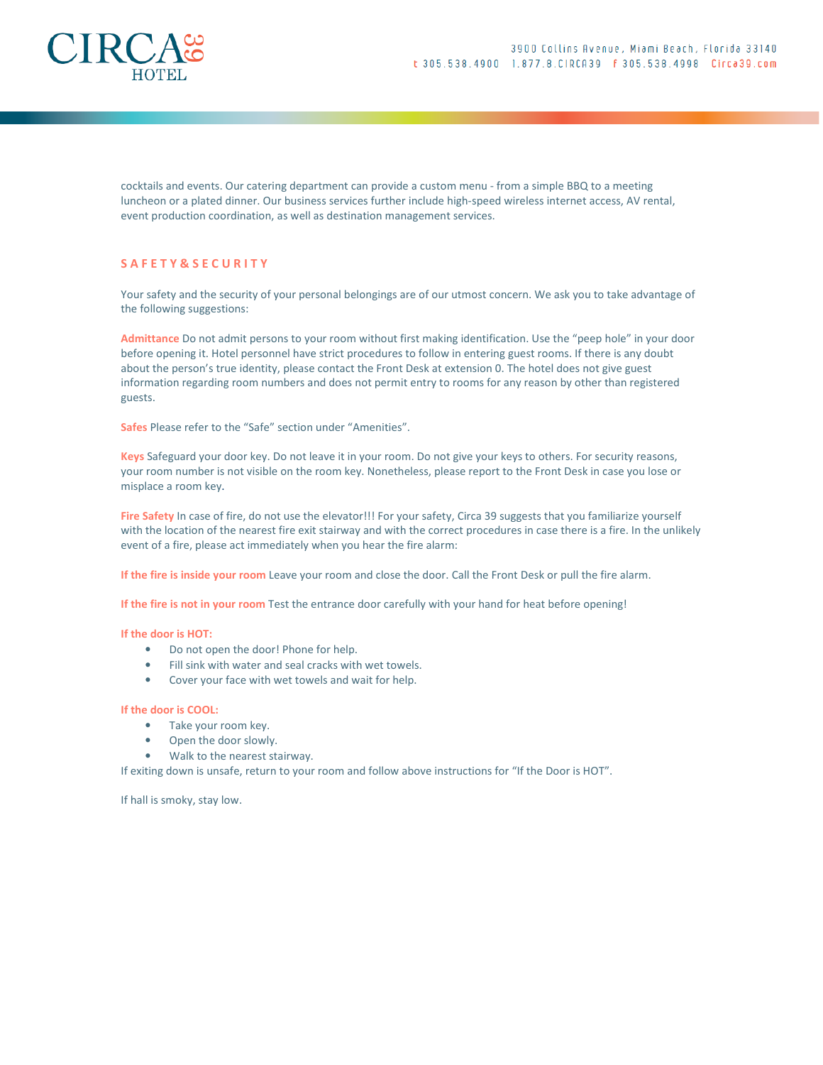cocktails and events. Our catering department can provide a custom menu - from a simple BBQ to a meeting luncheon or a plated dinner. Our business services further include high-speed wireless internet access, AV rental, event production coordination, as well as destination management services.

## SAFETY & SECURITY

Your safety and the security of your personal belongings are of our utmost concern. We ask you to take advantage of the following suggestions:

**Admittance** Do not admit persons to your room without first making identification. Use the “peep hole” in your door before opening it. Hotel personnel have strict procedures to follow in entering guest rooms. If there is any doubt about the person’s true identity, please contact the Front Desk at extension 0. The hotel does not give guest information regarding room numbers and does not permit entry to rooms for any reason by other than registered guests.

**Safes** Please refer to the “Safe” section under “Amenities”.

**Keys** Safeguard your door key. Do not leave it in your room. Do not give your keys to others. For security reasons, your room number is not visible on the room key. Nonetheless, please report to the Front Desk in case you lose or misplace a room key.

**Fire Safety** In case of fire, do not use the elevator!!! For your safety, Circa 39 suggests that you familiarize yourself with the location of the nearest fire exit stairway and with the correct procedures in case there is a fire. In the unlikely event of a fire, please act immediately when you hear the fire alarm:

**If the fire is inside your room** Leave your room and close the door. Call the Front Desk or pull the fire alarm.

**If the fire is not in your room** Test the entrance door carefully with your hand for heat before opening!

**If the door is HOT:**

- Do not open the door! Phone for help.
- Fill sink with water and seal cracks with wet towels.
- Cover your face with wet towels and wait for help.

**If the door is COOL:**

- Take your room key.
- Open the door slowly.
- Walk to the nearest stairway.

If exiting down is unsafe, return to your room and follow above instructions for “If the Door is HOT”.

If hall is smoky, stay low.